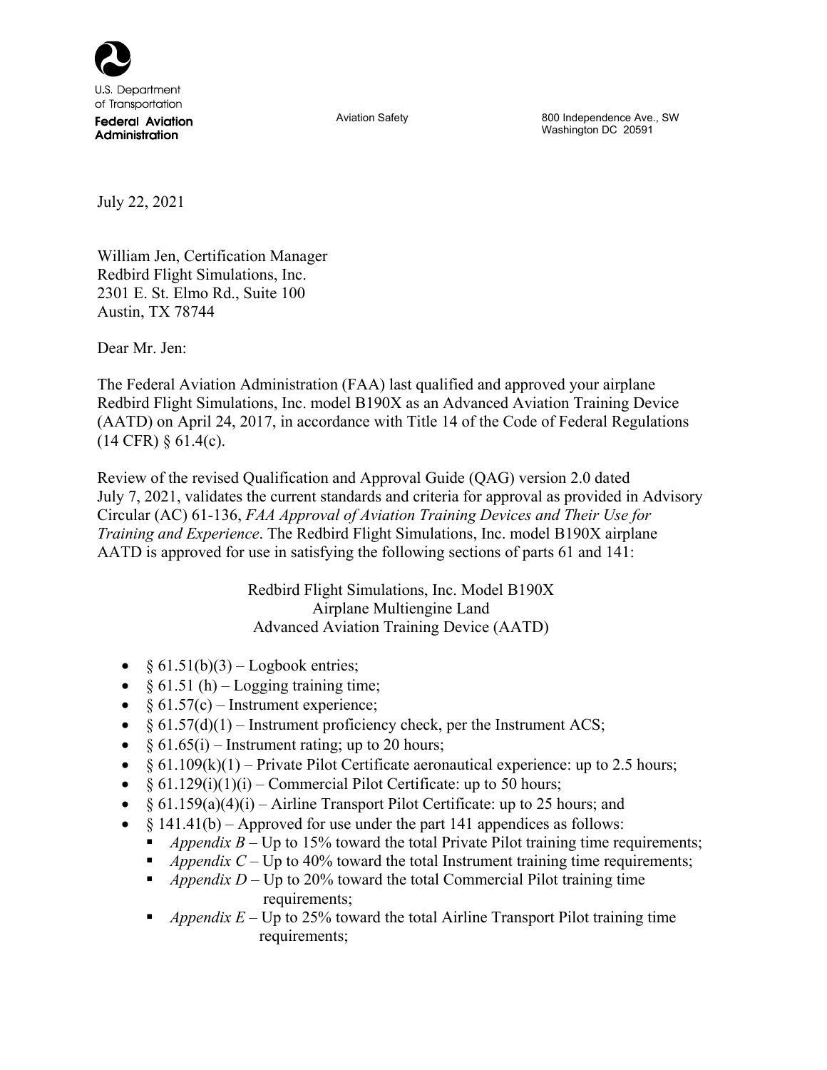U.S. Department of Transportation
**Federal Aviation Administration**

Aviation Safety

800 Independence Ave., SW
Washington DC 20591

July 22, 2021

William Jen, Certification Manager
Redbird Flight Simulations, Inc.
2301 E. St. Elmo Rd., Suite 100
Austin, TX 78744

Dear Mr. Jen:

The Federal Aviation Administration (FAA) last qualified and approved your airplane Redbird Flight Simulations, Inc. model B190X as an Advanced Aviation Training Device (AATD) on April 24, 2017, in accordance with Title 14 of the Code of Federal Regulations (14 CFR) § 61.4(c).

Review of the revised Qualification and Approval Guide (QAG) version 2.0 dated July 7, 2021, validates the current standards and criteria for approval as provided in Advisory Circular (AC) 61-136, *FAA Approval of Aviation Training Devices and Their Use for Training and Experience*. The Redbird Flight Simulations, Inc. model B190X airplane AATD is approved for use in satisfying the following sections of parts 61 and 141:

Redbird Flight Simulations, Inc. Model B190X
Airplane Multiengine Land
Advanced Aviation Training Device (AATD)

- § 61.51(b)(3) – Logbook entries;
- § 61.51 (h) – Logging training time;
- § 61.57(c) – Instrument experience;
- § 61.57(d)(1) – Instrument proficiency check, per the Instrument ACS;
- § 61.65(i) – Instrument rating; up to 20 hours;
- § 61.109(k)(1) – Private Pilot Certificate aeronautical experience: up to 2.5 hours;
- § 61.129(i)(1)(i) – Commercial Pilot Certificate: up to 50 hours;
- § 61.159(a)(4)(i) – Airline Transport Pilot Certificate: up to 25 hours; and
- § 141.41(b) – Approved for use under the part 141 appendices as follows:
  - *Appendix B* – Up to 15% toward the total Private Pilot training time requirements;
  - *Appendix C* – Up to 40% toward the total Instrument training time requirements;
  - *Appendix D* – Up to 20% toward the total Commercial Pilot training time requirements;
  - *Appendix E* – Up to 25% toward the total Airline Transport Pilot training time requirements;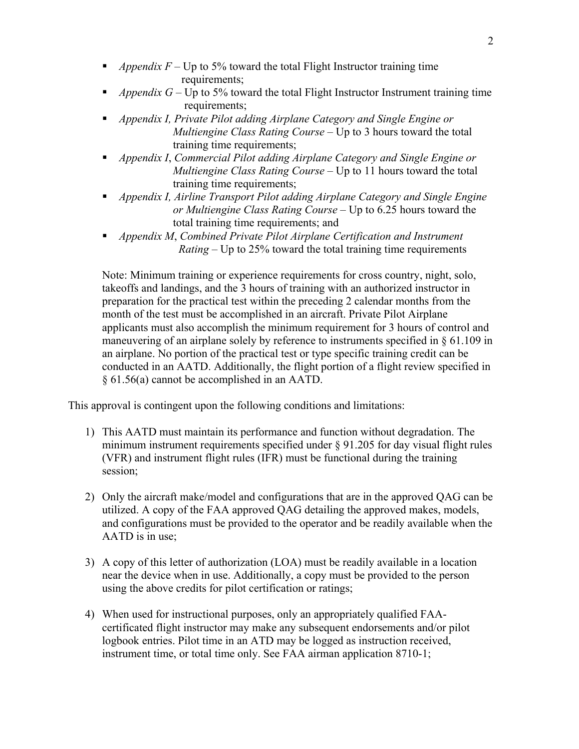- *Appendix F* – Up to 5% toward the total Flight Instructor training time requirements;
- *Appendix G* – Up to 5% toward the total Flight Instructor Instrument training time requirements;
- *Appendix I, Private Pilot adding Airplane Category and Single Engine or Multiengine Class Rating Course* – Up to 3 hours toward the total training time requirements;
- *Appendix I*, *Commercial Pilot adding Airplane Category and Single Engine or Multiengine Class Rating Course* – Up to 11 hours toward the total training time requirements;
- *Appendix I, Airline Transport Pilot adding Airplane Category and Single Engine or Multiengine Class Rating Course* – Up to 6.25 hours toward the total training time requirements; and
- *Appendix M*, *Combined Private Pilot Airplane Certification and Instrument Rating* – Up to 25% toward the total training time requirements

Note: Minimum training or experience requirements for cross country, night, solo, takeoffs and landings, and the 3 hours of training with an authorized instructor in preparation for the practical test within the preceding 2 calendar months from the month of the test must be accomplished in an aircraft. Private Pilot Airplane applicants must also accomplish the minimum requirement for 3 hours of control and maneuvering of an airplane solely by reference to instruments specified in § 61.109 in an airplane. No portion of the practical test or type specific training credit can be conducted in an AATD. Additionally, the flight portion of a flight review specified in § 61.56(a) cannot be accomplished in an AATD.

This approval is contingent upon the following conditions and limitations:

1) This AATD must maintain its performance and function without degradation. The minimum instrument requirements specified under § 91.205 for day visual flight rules (VFR) and instrument flight rules (IFR) must be functional during the training session;

2) Only the aircraft make/model and configurations that are in the approved QAG can be utilized. A copy of the FAA approved QAG detailing the approved makes, models, and configurations must be provided to the operator and be readily available when the AATD is in use;

3) A copy of this letter of authorization (LOA) must be readily available in a location near the device when in use. Additionally, a copy must be provided to the person using the above credits for pilot certification or ratings;

4) When used for instructional purposes, only an appropriately qualified FAA-certificated flight instructor may make any subsequent endorsements and/or pilot logbook entries. Pilot time in an ATD may be logged as instruction received, instrument time, or total time only. See FAA airman application 8710-1;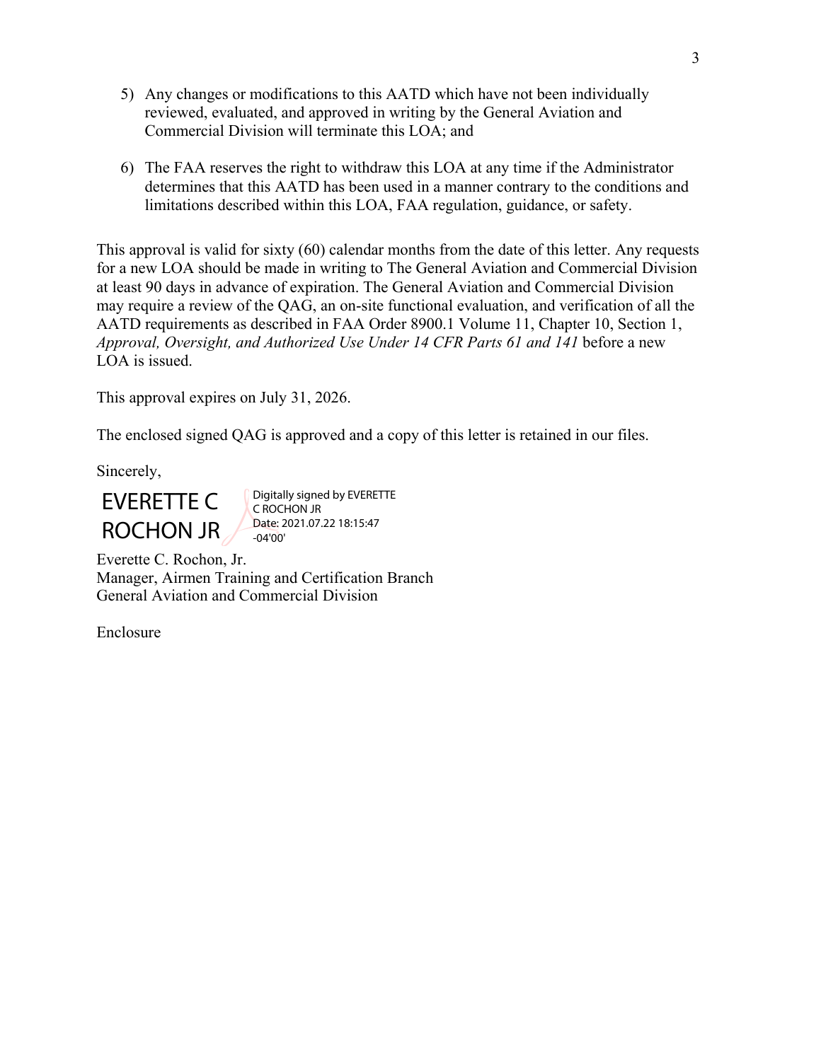5) Any changes or modifications to this AATD which have not been individually reviewed, evaluated, and approved in writing by the General Aviation and Commercial Division will terminate this LOA; and

6) The FAA reserves the right to withdraw this LOA at any time if the Administrator determines that this AATD has been used in a manner contrary to the conditions and limitations described within this LOA, FAA regulation, guidance, or safety.

This approval is valid for sixty (60) calendar months from the date of this letter. Any requests for a new LOA should be made in writing to The General Aviation and Commercial Division at least 90 days in advance of expiration. The General Aviation and Commercial Division may require a review of the QAG, an on-site functional evaluation, and verification of all the AATD requirements as described in FAA Order 8900.1 Volume 11, Chapter 10, Section 1, *Approval, Oversight, and Authorized Use Under 14 CFR Parts 61 and 141* before a new LOA is issued.

This approval expires on July 31, 2026.

The enclosed signed QAG is approved and a copy of this letter is retained in our files.

Sincerely,

EVERETTE C ROCHON JR

Digitally signed by EVERETTE C ROCHON JR
Date: 2021.07.22 18:15:47 -04'00'

Everette C. Rochon, Jr.
Manager, Airmen Training and Certification Branch
General Aviation and Commercial Division

Enclosure